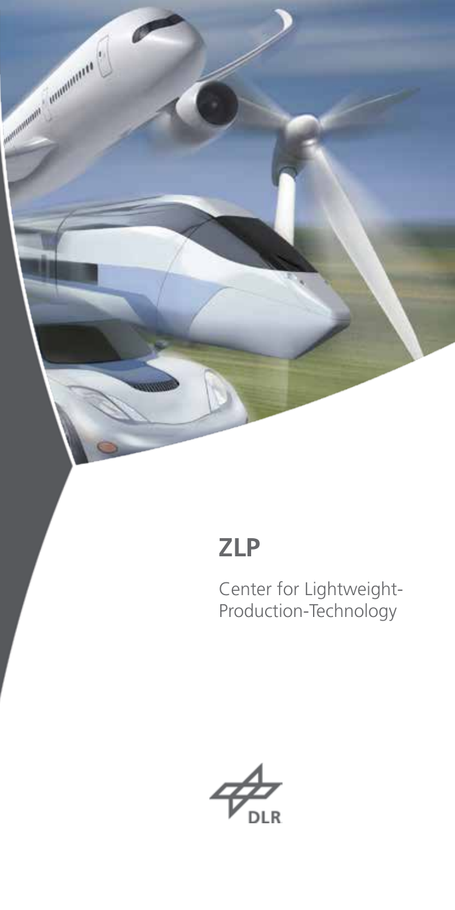# ZLP

Center for Lightweight-Production-Technology

DLR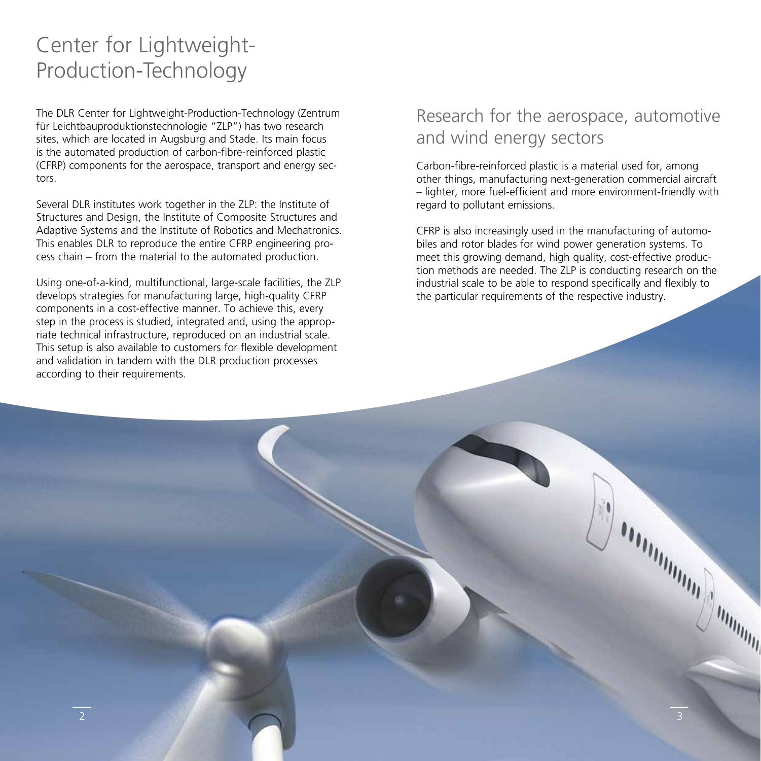# Center for Lightweight-Production-Technology

The DLR Center for Lightweight-Production-Technology (Zentrum für Leichtbauproduktionstechnologie "ZLP") has two research sites, which are located in Augsburg and Stade. Its main focus is the automated production of carbon-fibre-reinforced plastic (CFRP) components for the aerospace, transport and energy sectors.

Several DLR institutes work together in the ZLP: the Institute of Structures and Design, the Institute of Composite Structures and Adaptive Systems and the Institute of Robotics and Mechatronics. This enables DLR to reproduce the entire CFRP engineering process chain – from the material to the automated production.

Using one-of-a-kind, multifunctional, large-scale facilities, the ZLP develops strategies for manufacturing large, high-quality CFRP components in a cost-effective manner. To achieve this, every step in the process is studied, integrated and, using the appropriate technical infrastructure, reproduced on an industrial scale. This setup is also available to customers for flexible development and validation in tandem with the DLR production processes according to their requirements.

## Research for the aerospace, automotive and wind energy sectors

Carbon-fibre-reinforced plastic is a material used for, among other things, manufacturing next-generation commercial aircraft – lighter, more fuel-efficient and more environment-friendly with regard to pollutant emissions.

CFRP is also increasingly used in the manufacturing of automobiles and rotor blades for wind power generation systems. To meet this growing demand, high quality, cost-effective production methods are needed. The ZLP is conducting research on the industrial scale to be able to respond specifically and flexibly to the particular requirements of the respective industry.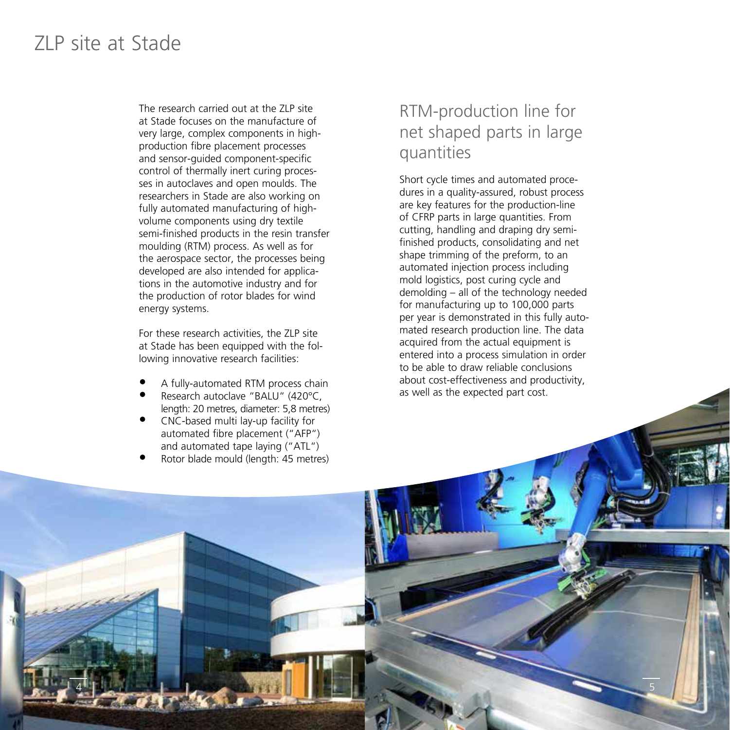# ZLP site at Stade

The research carried out at the ZLP site at Stade focuses on the manufacture of very large, complex components in high-production fibre placement processes and sensor-guided component-specific control of thermally inert curing processes in autoclaves and open moulds. The researchers in Stade are also working on fully automated manufacturing of high-volume components using dry textile semi-finished products in the resin transfer moulding (RTM) process. As well as for the aerospace sector, the processes being developed are also intended for applications in the automotive industry and for the production of rotor blades for wind energy systems.

For these research activities, the ZLP site at Stade has been equipped with the following innovative research facilities:

- A fully-automated RTM process chain
- Research autoclave "BALU" (420°C, length: 20 metres, diameter: 5,8 metres)
- CNC-based multi lay-up facility for automated fibre placement ("AFP") and automated tape laying ("ATL")
- Rotor blade mould (length: 45 metres)

## RTM-production line for net shaped parts in large quantities

Short cycle times and automated procedures in a quality-assured, robust process are key features for the production-line of CFRP parts in large quantities. From cutting, handling and draping dry semi-finished products, consolidating and net shape trimming of the preform, to an automated injection process including mold logistics, post curing cycle and demolding – all of the technology needed for manufacturing up to 100,000 parts per year is demonstrated in this fully automated research production line. The data acquired from the actual equipment is entered into a process simulation in order to be able to draw reliable conclusions about cost-effectiveness and productivity, as well as the expected part cost.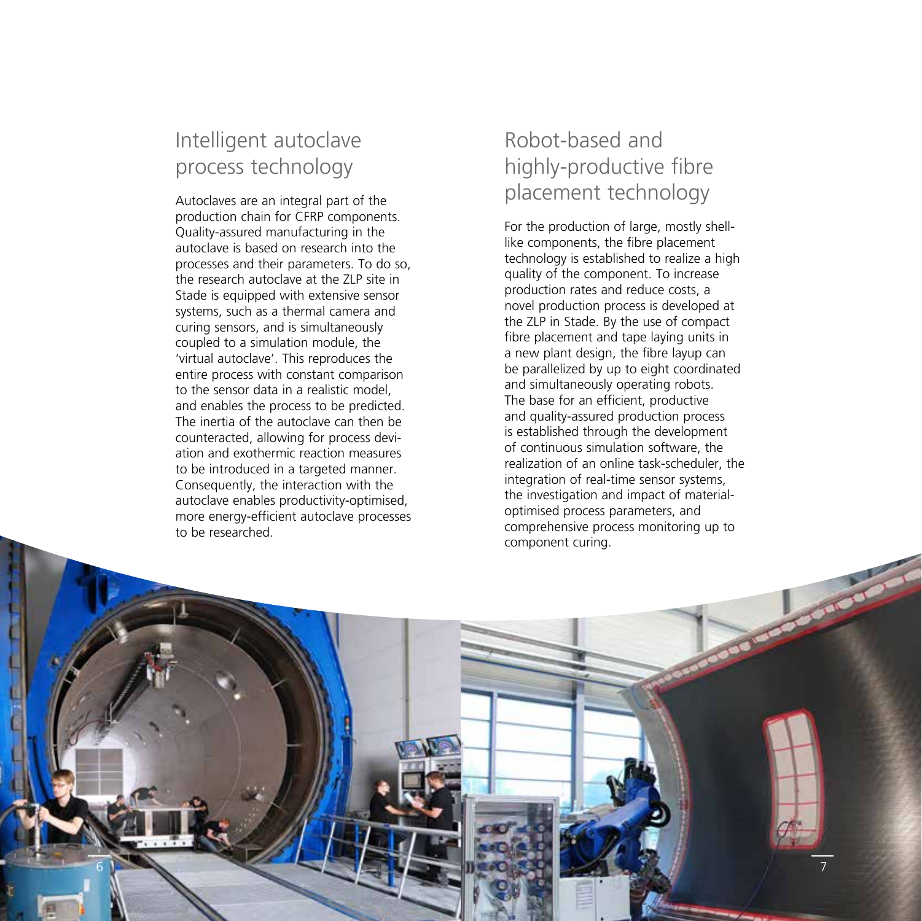## Intelligent autoclave process technology

Autoclaves are an integral part of the production chain for CFRP components. Quality-assured manufacturing in the autoclave is based on research into the processes and their parameters. To do so, the research autoclave at the ZLP site in Stade is equipped with extensive sensor systems, such as a thermal camera and curing sensors, and is simultaneously coupled to a simulation module, the 'virtual autoclave'. This reproduces the entire process with constant comparison to the sensor data in a realistic model, and enables the process to be predicted. The inertia of the autoclave can then be counteracted, allowing for process deviation and exothermic reaction measures to be introduced in a targeted manner. Consequently, the interaction with the autoclave enables productivity-optimised, more energy-efficient autoclave processes to be researched.

## Robot-based and highly-productive fibre placement technology

For the production of large, mostly shell-like components, the fibre placement technology is established to realize a high quality of the component. To increase production rates and reduce costs, a novel production process is developed at the ZLP in Stade. By the use of compact fibre placement and tape laying units in a new plant design, the fibre layup can be parallelized by up to eight coordinated and simultaneously operating robots. The base for an efficient, productive and quality-assured production process is established through the development of continuous simulation software, the realization of an online task-scheduler, the integration of real-time sensor systems, the investigation and impact of material-optimised process parameters, and comprehensive process monitoring up to component curing.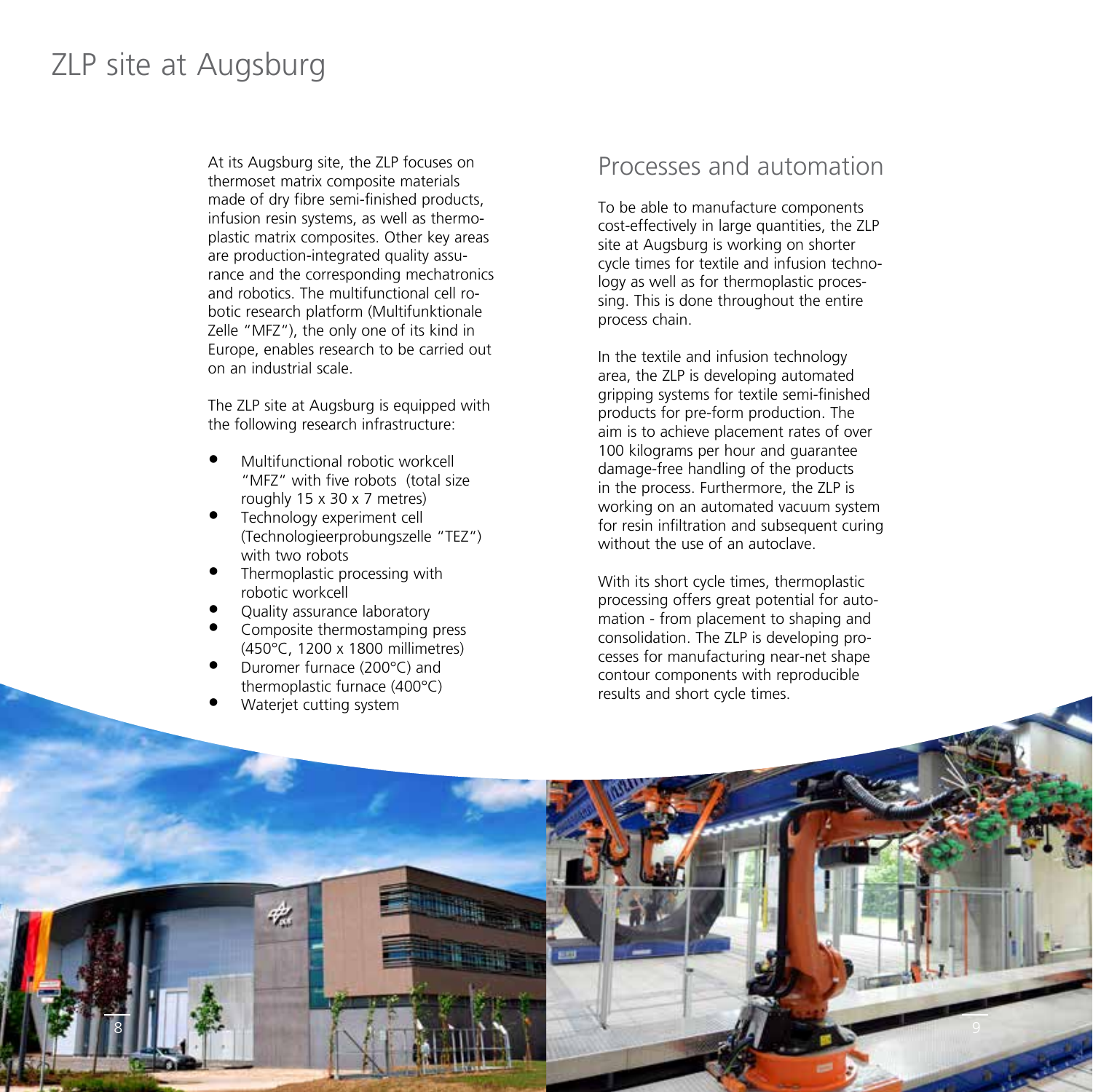# ZLP site at Augsburg

At its Augsburg site, the ZLP focuses on thermoset matrix composite materials made of dry fibre semi-finished products, infusion resin systems, as well as thermoplastic matrix composites. Other key areas are production-integrated quality assurance and the corresponding mechatronics and robotics. The multifunctional cell robotic research platform (Multifunktionale Zelle "MFZ"), the only one of its kind in Europe, enables research to be carried out on an industrial scale.

The ZLP site at Augsburg is equipped with the following research infrastructure:

- Multifunctional robotic workcell "MFZ" with five robots (total size roughly 15 x 30 x 7 metres)
- Technology experiment cell (Technologieerprobungszelle "TEZ") with two robots
- Thermoplastic processing with robotic workcell
- Quality assurance laboratory
- Composite thermostamping press (450°C, 1200 x 1800 millimetres)
- Duromer furnace (200°C) and thermoplastic furnace (400°C)
- Waterjet cutting system

## Processes and automation

To be able to manufacture components cost-effectively in large quantities, the ZLP site at Augsburg is working on shorter cycle times for textile and infusion technology as well as for thermoplastic processing. This is done throughout the entire process chain.

In the textile and infusion technology area, the ZLP is developing automated gripping systems for textile semi-finished products for pre-form production. The aim is to achieve placement rates of over 100 kilograms per hour and guarantee damage-free handling of the products in the process. Furthermore, the ZLP is working on an automated vacuum system for resin infiltration and subsequent curing without the use of an autoclave.

With its short cycle times, thermoplastic processing offers great potential for automation - from placement to shaping and consolidation. The ZLP is developing processes for manufacturing near-net shape contour components with reproducible results and short cycle times.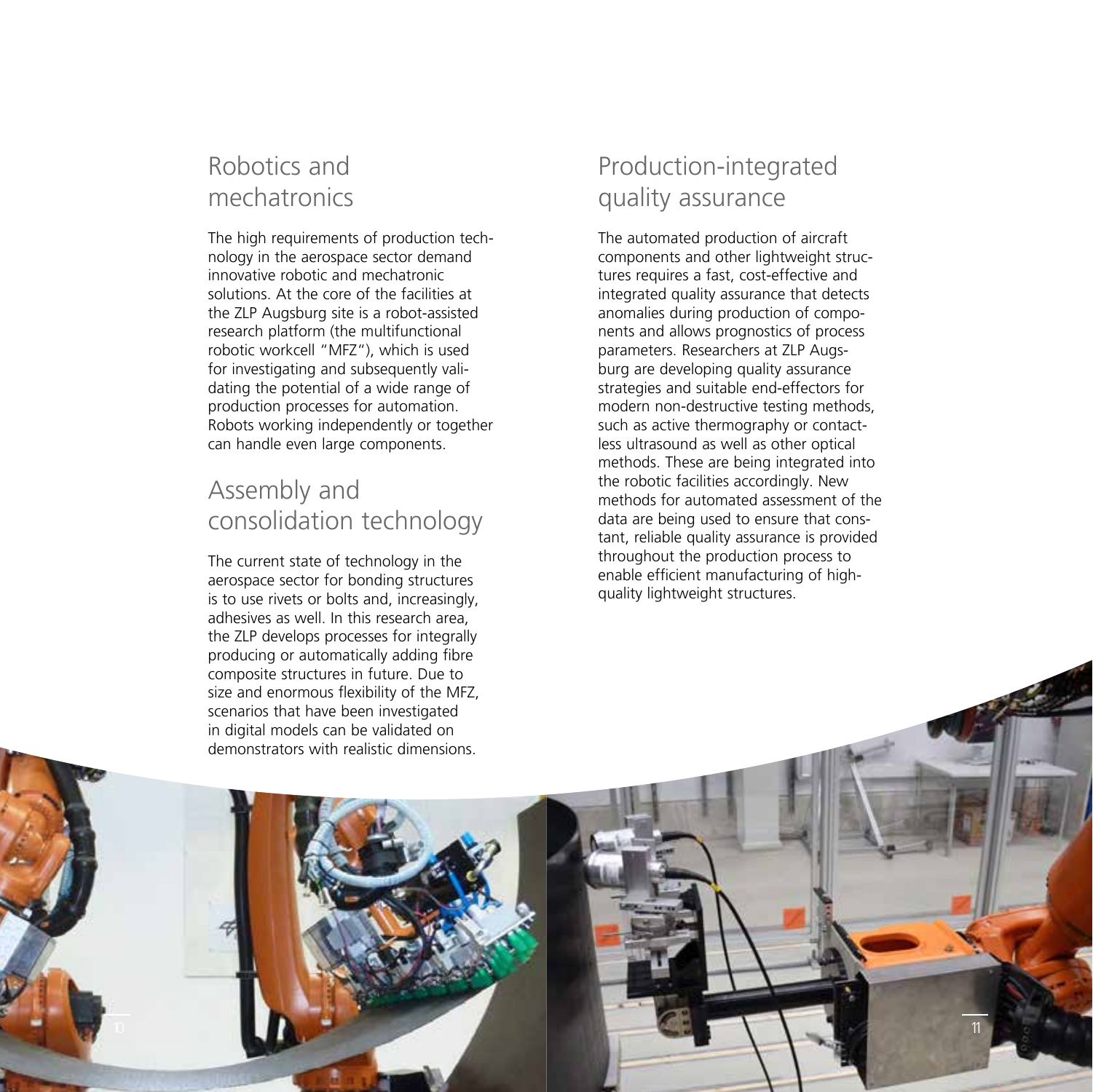## Robotics and mechatronics

The high requirements of production technology in the aerospace sector demand innovative robotic and mechatronic solutions. At the core of the facilities at the ZLP Augsburg site is a robot-assisted research platform (the multifunctional robotic workcell "MFZ"), which is used for investigating and subsequently validating the potential of a wide range of production processes for automation. Robots working independently or together can handle even large components.

## Assembly and consolidation technology

The current state of technology in the aerospace sector for bonding structures is to use rivets or bolts and, increasingly, adhesives as well. In this research area, the ZLP develops processes for integrally producing or automatically adding fibre composite structures in future. Due to size and enormous flexibility of the MFZ, scenarios that have been investigated in digital models can be validated on demonstrators with realistic dimensions.

## Production-integrated quality assurance

The automated production of aircraft components and other lightweight structures requires a fast, cost-effective and integrated quality assurance that detects anomalies during production of components and allows prognostics of process parameters. Researchers at ZLP Augsburg are developing quality assurance strategies and suitable end-effectors for modern non-destructive testing methods, such as active thermography or contactless ultrasound as well as other optical methods. These are being integrated into the robotic facilities accordingly. New methods for automated assessment of the data are being used to ensure that constant, reliable quality assurance is provided throughout the production process to enable efficient manufacturing of high-quality lightweight structures.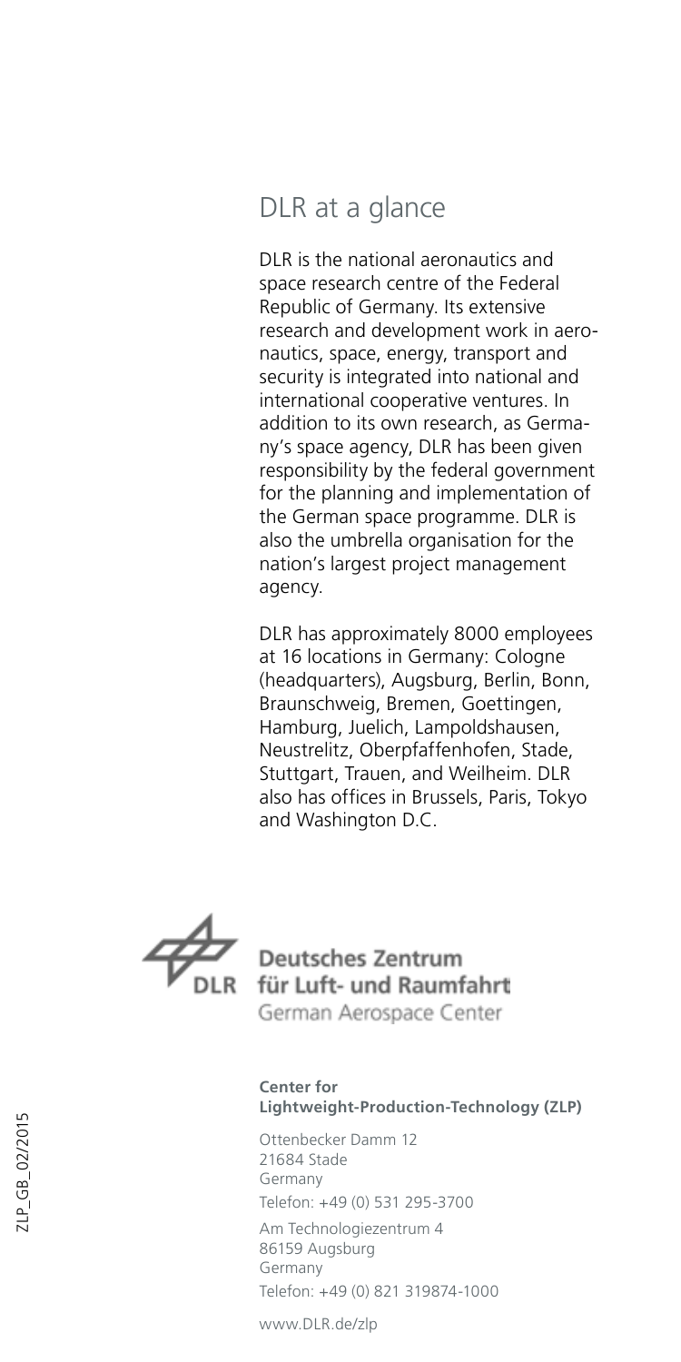## DLR at a glance

DLR is the national aeronautics and space research centre of the Federal Republic of Germany. Its extensive research and development work in aeronautics, space, energy, transport and security is integrated into national and international cooperative ventures. In addition to its own research, as Germany's space agency, DLR has been given responsibility by the federal government for the planning and implementation of the German space programme. DLR is also the umbrella organisation for the nation's largest project management agency.

DLR has approximately 8000 employees at 16 locations in Germany: Cologne (headquarters), Augsburg, Berlin, Bonn, Braunschweig, Bremen, Goettingen, Hamburg, Juelich, Lampoldshausen, Neustrelitz, Oberpfaffenhofen, Stade, Stuttgart, Trauen, and Weilheim. DLR also has offices in Brussels, Paris, Tokyo and Washington D.C.

DLR Deutsches Zentrum für Luft- und Raumfahrt
German Aerospace Center

**Center for Lightweight-Production-Technology (ZLP)**

Ottenbecker Damm 12
21684 Stade
Germany
Telefon: +49 (0) 531 295-3700

Am Technologiezentrum 4
86159 Augsburg
Germany
Telefon: +49 (0) 821 319874-1000

www.DLR.de/zlp

ZLP_GB_02/2015